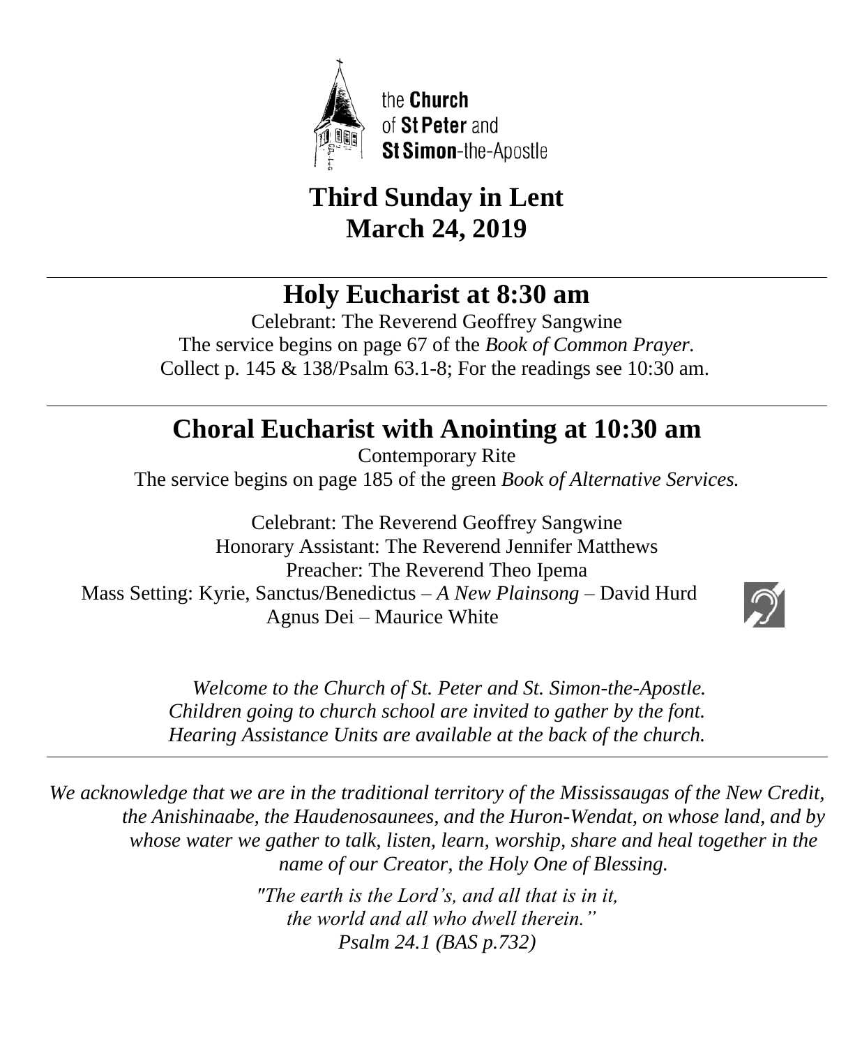the **Church** of **St Peter** and **St Simon**-the-Apostle

# Third Sunday in Lent
# March 24, 2019

---

## Holy Eucharist at 8:30 am

Celebrant: The Reverend Geoffrey Sangwine
The service begins on page 67 of the *Book of Common Prayer.*
Collect p. 145 & 138/Psalm 63.1-8; For the readings see 10:30 am.

---

## Choral Eucharist with Anointing at 10:30 am

Contemporary Rite
The service begins on page 185 of the green *Book of Alternative Services.*

Celebrant: The Reverend Geoffrey Sangwine
Honorary Assistant: The Reverend Jennifer Matthews
Preacher: The Reverend Theo Ipema
Mass Setting: Kyrie, Sanctus/Benedictus – *A New Plainsong* – David Hurd
Agnus Dei – Maurice White

*Welcome to the Church of St. Peter and St. Simon-the-Apostle.*
*Children going to church school are invited to gather by the font.*
*Hearing Assistance Units are available at the back of the church.*

---

*We acknowledge that we are in the traditional territory of the Mississaugas of the New Credit, the Anishinaabe, the Haudenosaunees, and the Huron-Wendat, on whose land, and by whose water we gather to talk, listen, learn, worship, share and heal together in the name of our Creator, the Holy One of Blessing.*

*"The earth is the Lord's, and all that is in it,*
*the world and all who dwell therein."*
*Psalm 24.1 (BAS p.732)*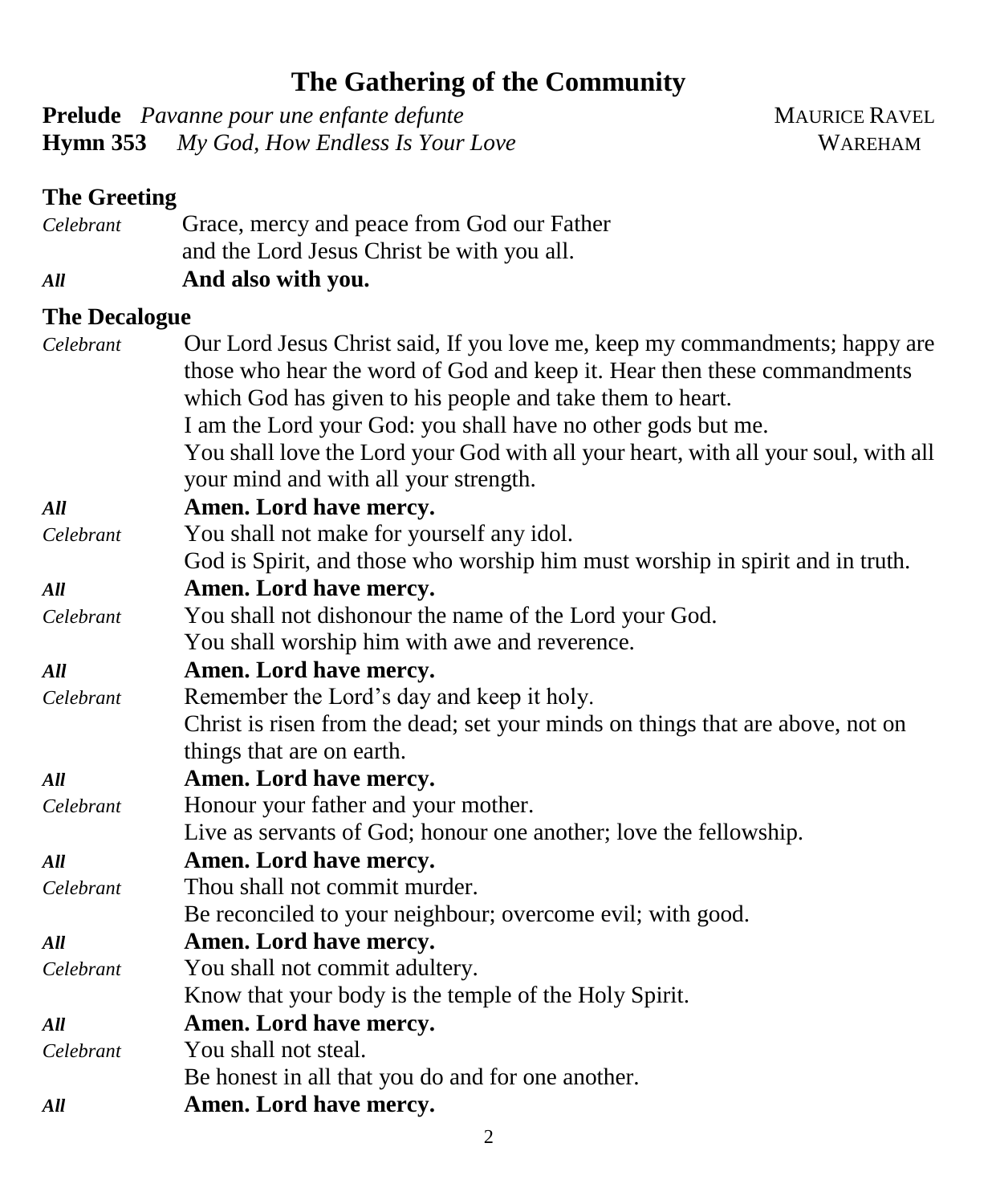# The Gathering of the Community

**Prelude** *Pavanne pour une enfante defunte* MAURICE RAVEL
**Hymn 353** *My God, How Endless Is Your Love* WAREHAM

## The Greeting

*Celebrant* Grace, mercy and peace from God our Father
and the Lord Jesus Christ be with you all.

***All*** **And also with you.**

## The Decalogue

*Celebrant* Our Lord Jesus Christ said, If you love me, keep my commandments; happy are those who hear the word of God and keep it. Hear then these commandments which God has given to his people and take them to heart.
I am the Lord your God: you shall have no other gods but me.
You shall love the Lord your God with all your heart, with all your soul, with all your mind and with all your strength.

***All*** **Amen. Lord have mercy.**

*Celebrant* You shall not make for yourself any idol.
God is Spirit, and those who worship him must worship in spirit and in truth.

***All*** **Amen. Lord have mercy.**

*Celebrant* You shall not dishonour the name of the Lord your God.
You shall worship him with awe and reverence.

***All*** **Amen. Lord have mercy.**

*Celebrant* Remember the Lord's day and keep it holy.
Christ is risen from the dead; set your minds on things that are above, not on things that are on earth.

***All*** **Amen. Lord have mercy.**

*Celebrant* Honour your father and your mother.
Live as servants of God; honour one another; love the fellowship.

***All*** **Amen. Lord have mercy.**

*Celebrant* Thou shall not commit murder.
Be reconciled to your neighbour; overcome evil; with good.

***All*** **Amen. Lord have mercy.**

*Celebrant* You shall not commit adultery.
Know that your body is the temple of the Holy Spirit.

***All*** **Amen. Lord have mercy.**

*Celebrant* You shall not steal.
Be honest in all that you do and for one another.

***All*** **Amen. Lord have mercy.**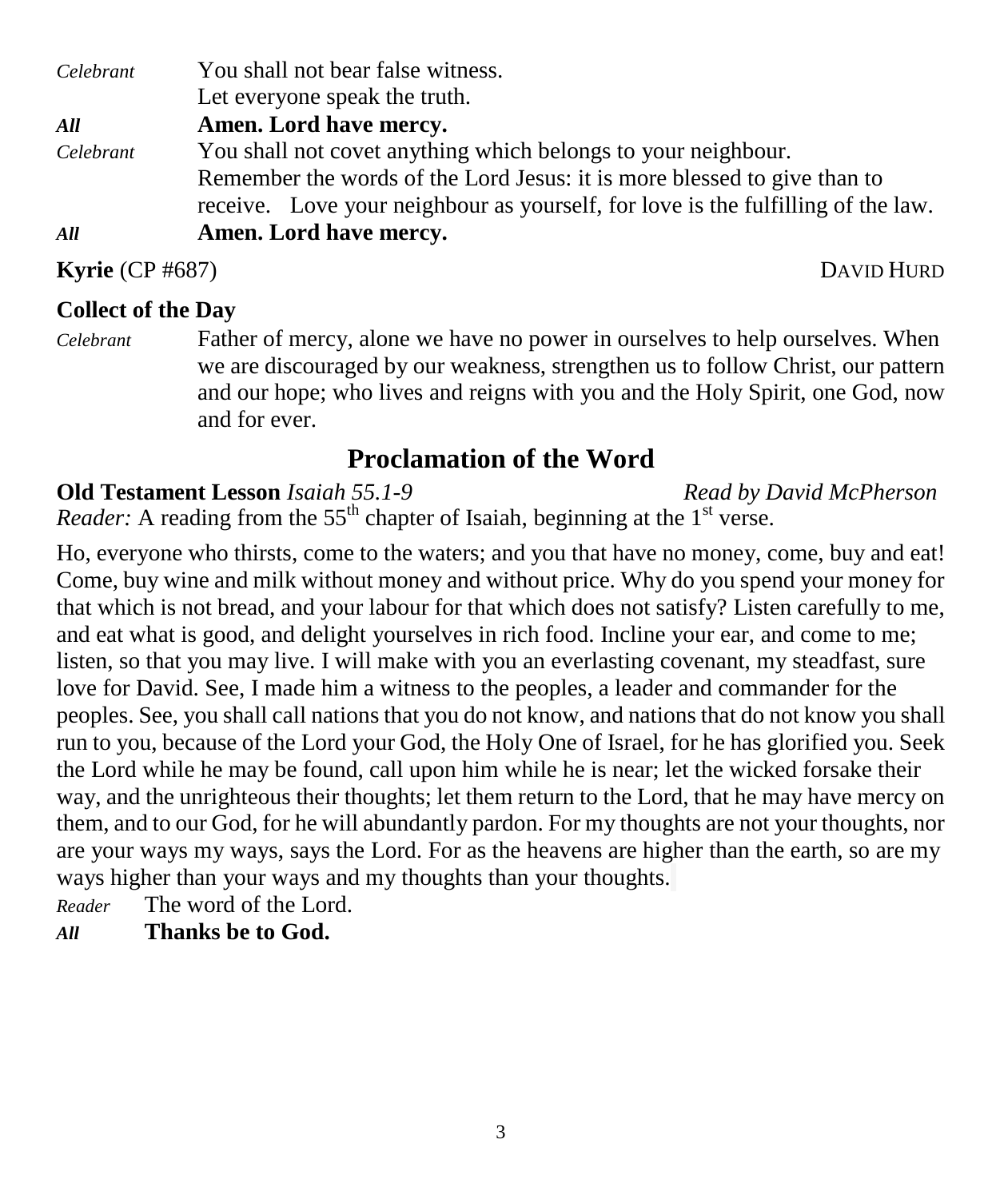*Celebrant* You shall not bear false witness.
Let everyone speak the truth.

***All*** **Amen. Lord have mercy.**

*Celebrant* You shall not covet anything which belongs to your neighbour.
Remember the words of the Lord Jesus: it is more blessed to give than to receive. Love your neighbour as yourself, for love is the fulfilling of the law.

***All*** **Amen. Lord have mercy.**

**Kyrie** (CP #687) DAVID HURD

**Collect of the Day**

*Celebrant* Father of mercy, alone we have no power in ourselves to help ourselves. When we are discouraged by our weakness, strengthen us to follow Christ, our pattern and our hope; who lives and reigns with you and the Holy Spirit, one God, now and for ever.

## Proclamation of the Word

**Old Testament Lesson** *Isaiah 55.1-9* *Read by David McPherson*

*Reader:* A reading from the 55th chapter of Isaiah, beginning at the 1st verse.

Ho, everyone who thirsts, come to the waters; and you that have no money, come, buy and eat! Come, buy wine and milk without money and without price. Why do you spend your money for that which is not bread, and your labour for that which does not satisfy? Listen carefully to me, and eat what is good, and delight yourselves in rich food. Incline your ear, and come to me; listen, so that you may live. I will make with you an everlasting covenant, my steadfast, sure love for David. See, I made him a witness to the peoples, a leader and commander for the peoples. See, you shall call nations that you do not know, and nations that do not know you shall run to you, because of the Lord your God, the Holy One of Israel, for he has glorified you. Seek the Lord while he may be found, call upon him while he is near; let the wicked forsake their way, and the unrighteous their thoughts; let them return to the Lord, that he may have mercy on them, and to our God, for he will abundantly pardon. For my thoughts are not your thoughts, nor are your ways my ways, says the Lord. For as the heavens are higher than the earth, so are my ways higher than your ways and my thoughts than your thoughts.

*Reader* The word of the Lord.

***All*** **Thanks be to God.**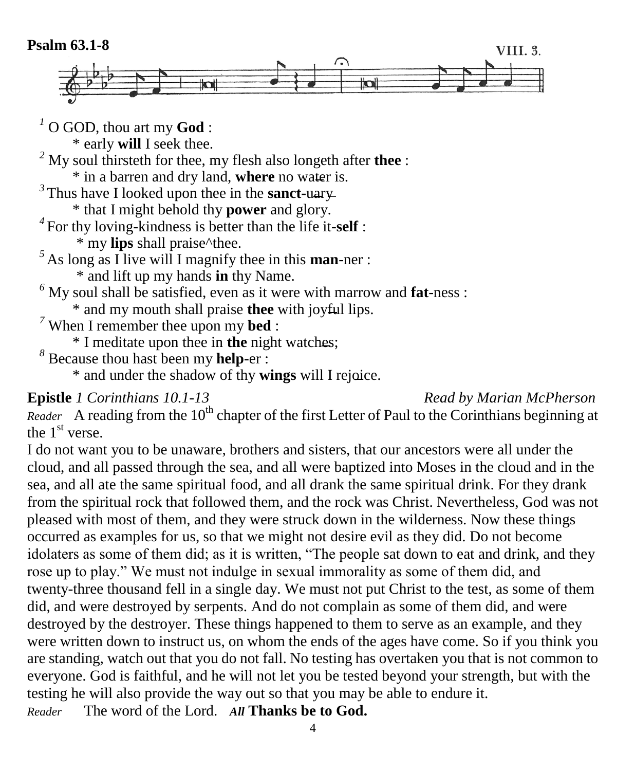**Psalm 63.1-8**

VIII. 3.

[1] O GOD, thou art my **God** :
  * early **will** I seek thee.
[2] My soul thirsteth for thee, my flesh also longeth after **thee** :
  * in a barren and dry land, **where** no water is.
[3] Thus have I looked upon thee in the **sanct**-uary
  * that I might behold thy **power** and glory.
[4] For thy loving-kindness is better than the life it-**self** :
  * my **lips** shall praise^thee.
[5] As long as I live will I magnify thee in this **man**-ner :
  * and lift up my hands **in** thy Name.
[6] My soul shall be satisfied, even as it were with marrow and **fat**-ness :
  * and my mouth shall praise **thee** with joyful lips.
[7] When I remember thee upon my **bed** :
  * I meditate upon thee in **the** night watches;
[8] Because thou hast been my **help**-er :
  * and under the shadow of thy **wings** will I rejoice.

**Epistle** *1 Corinthians 10.1-13* *Read by Marian McPherson*

*Reader* A reading from the 10th chapter of the first Letter of Paul to the Corinthians beginning at the 1st verse.

I do not want you to be unaware, brothers and sisters, that our ancestors were all under the cloud, and all passed through the sea, and all were baptized into Moses in the cloud and in the sea, and all ate the same spiritual food, and all drank the same spiritual drink. For they drank from the spiritual rock that followed them, and the rock was Christ. Nevertheless, God was not pleased with most of them, and they were struck down in the wilderness. Now these things occurred as examples for us, so that we might not desire evil as they did. Do not become idolaters as some of them did; as it is written, "The people sat down to eat and drink, and they rose up to play." We must not indulge in sexual immorality as some of them did, and twenty-three thousand fell in a single day. We must not put Christ to the test, as some of them did, and were destroyed by serpents. And do not complain as some of them did, and were destroyed by the destroyer. These things happened to them to serve as an example, and they were written down to instruct us, on whom the ends of the ages have come. So if you think you are standing, watch out that you do not fall. No testing has overtaken you that is not common to everyone. God is faithful, and he will not let you be tested beyond your strength, but with the testing he will also provide the way out so that you may be able to endure it.

*Reader* The word of the Lord. ***All*** **Thanks be to God.**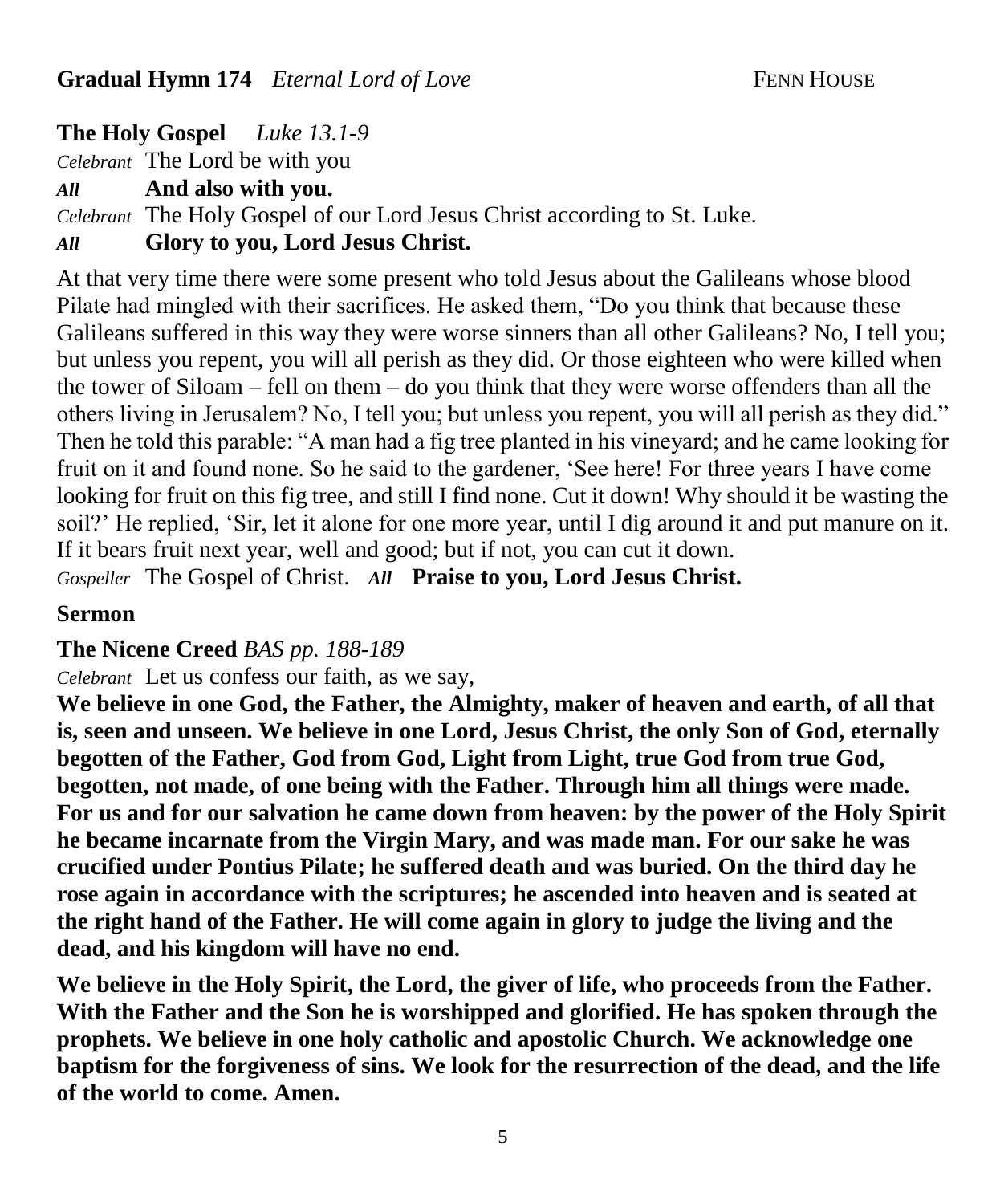**Gradual Hymn 174** *Eternal Lord of Love* FENN HOUSE

**The Holy Gospel** *Luke 13.1-9*

*Celebrant* The Lord be with you

***All*** **And also with you.**

*Celebrant* The Holy Gospel of our Lord Jesus Christ according to St. Luke.

***All*** **Glory to you, Lord Jesus Christ.**

At that very time there were some present who told Jesus about the Galileans whose blood Pilate had mingled with their sacrifices. He asked them, "Do you think that because these Galileans suffered in this way they were worse sinners than all other Galileans? No, I tell you; but unless you repent, you will all perish as they did. Or those eighteen who were killed when the tower of Siloam – fell on them – do you think that they were worse offenders than all the others living in Jerusalem? No, I tell you; but unless you repent, you will all perish as they did." Then he told this parable: "A man had a fig tree planted in his vineyard; and he came looking for fruit on it and found none. So he said to the gardener, 'See here! For three years I have come looking for fruit on this fig tree, and still I find none. Cut it down! Why should it be wasting the soil?' He replied, 'Sir, let it alone for one more year, until I dig around it and put manure on it. If it bears fruit next year, well and good; but if not, you can cut it down.

*Gospeller* The Gospel of Christ. ***All*** **Praise to you, Lord Jesus Christ.**

**Sermon**

**The Nicene Creed** *BAS pp. 188-189*

*Celebrant* Let us confess our faith, as we say,

**We believe in one God, the Father, the Almighty, maker of heaven and earth, of all that is, seen and unseen. We believe in one Lord, Jesus Christ, the only Son of God, eternally begotten of the Father, God from God, Light from Light, true God from true God, begotten, not made, of one being with the Father. Through him all things were made. For us and for our salvation he came down from heaven: by the power of the Holy Spirit he became incarnate from the Virgin Mary, and was made man. For our sake he was crucified under Pontius Pilate; he suffered death and was buried. On the third day he rose again in accordance with the scriptures; he ascended into heaven and is seated at the right hand of the Father. He will come again in glory to judge the living and the dead, and his kingdom will have no end.**

**We believe in the Holy Spirit, the Lord, the giver of life, who proceeds from the Father. With the Father and the Son he is worshipped and glorified. He has spoken through the prophets. We believe in one holy catholic and apostolic Church. We acknowledge one baptism for the forgiveness of sins. We look for the resurrection of the dead, and the life of the world to come. Amen.**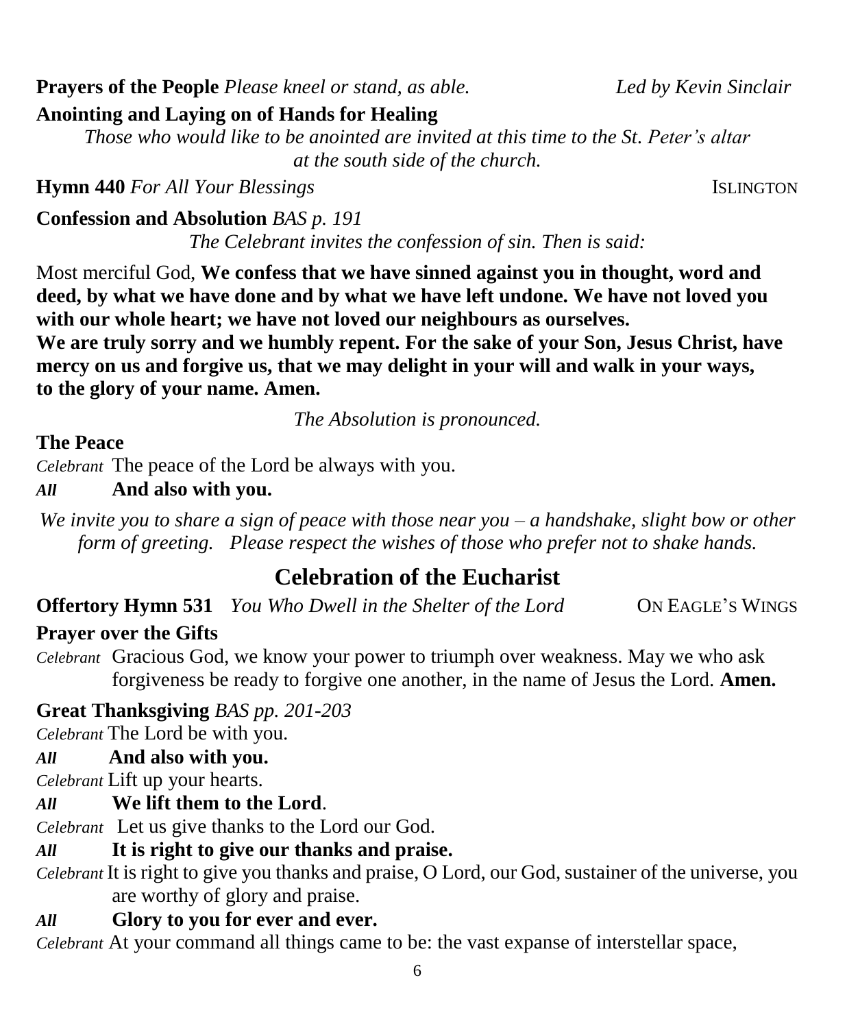**Prayers of the People** *Please kneel or stand, as able.* *Led by Kevin Sinclair*

**Anointing and Laying on of Hands for Healing**

*Those who would like to be anointed are invited at this time to the St. Peter's altar at the south side of the church.*

**Hymn 440** *For All Your Blessings* ISLINGTON

**Confession and Absolution** *BAS p. 191*

*The Celebrant invites the confession of sin. Then is said:*

Most merciful God, **We confess that we have sinned against you in thought, word and deed, by what we have done and by what we have left undone. We have not loved you with our whole heart; we have not loved our neighbours as ourselves. We are truly sorry and we humbly repent. For the sake of your Son, Jesus Christ, have mercy on us and forgive us, that we may delight in your will and walk in your ways, to the glory of your name. Amen.**

*The Absolution is pronounced.*

**The Peace**

*Celebrant* The peace of the Lord be always with you.

***All*** **And also with you.**

*We invite you to share a sign of peace with those near you – a handshake, slight bow or other form of greeting. Please respect the wishes of those who prefer not to shake hands.*

## Celebration of the Eucharist

**Offertory Hymn 531** *You Who Dwell in the Shelter of the Lord* ON EAGLE'S WINGS

**Prayer over the Gifts**

*Celebrant* Gracious God, we know your power to triumph over weakness. May we who ask forgiveness be ready to forgive one another, in the name of Jesus the Lord. **Amen.**

**Great Thanksgiving** *BAS pp. 201-203*

*Celebrant* The Lord be with you.

***All*** **And also with you.**

*Celebrant* Lift up your hearts.

***All*** **We lift them to the Lord**.

*Celebrant* Let us give thanks to the Lord our God.

***All*** **It is right to give our thanks and praise.**

*Celebrant* It is right to give you thanks and praise, O Lord, our God, sustainer of the universe, you are worthy of glory and praise.

***All*** **Glory to you for ever and ever.**

*Celebrant* At your command all things came to be: the vast expanse of interstellar space,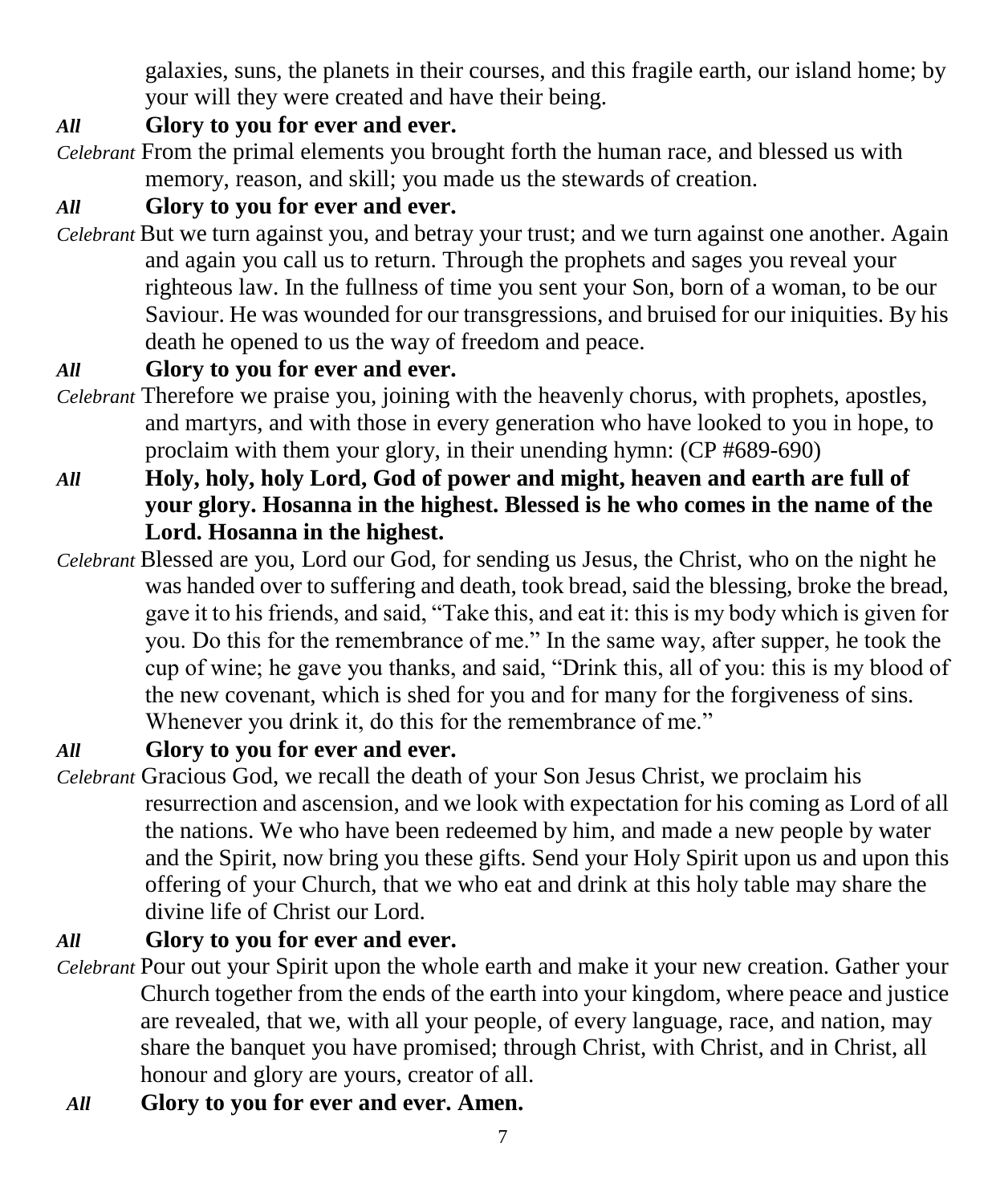galaxies, suns, the planets in their courses, and this fragile earth, our island home; by your will they were created and have their being.

*All* **Glory to you for ever and ever.**

*Celebrant* From the primal elements you brought forth the human race, and blessed us with memory, reason, and skill; you made us the stewards of creation.

*All* **Glory to you for ever and ever.**

*Celebrant* But we turn against you, and betray your trust; and we turn against one another. Again and again you call us to return. Through the prophets and sages you reveal your righteous law. In the fullness of time you sent your Son, born of a woman, to be our Saviour. He was wounded for our transgressions, and bruised for our iniquities. By his death he opened to us the way of freedom and peace.

*All* **Glory to you for ever and ever.**

*Celebrant* Therefore we praise you, joining with the heavenly chorus, with prophets, apostles, and martyrs, and with those in every generation who have looked to you in hope, to proclaim with them your glory, in their unending hymn: (CP #689-690)

*All* **Holy, holy, holy Lord, God of power and might, heaven and earth are full of your glory. Hosanna in the highest. Blessed is he who comes in the name of the Lord. Hosanna in the highest.**

*Celebrant* Blessed are you, Lord our God, for sending us Jesus, the Christ, who on the night he was handed over to suffering and death, took bread, said the blessing, broke the bread, gave it to his friends, and said, "Take this, and eat it: this is my body which is given for you. Do this for the remembrance of me." In the same way, after supper, he took the cup of wine; he gave you thanks, and said, "Drink this, all of you: this is my blood of the new covenant, which is shed for you and for many for the forgiveness of sins. Whenever you drink it, do this for the remembrance of me."

*All* **Glory to you for ever and ever.**

*Celebrant* Gracious God, we recall the death of your Son Jesus Christ, we proclaim his resurrection and ascension, and we look with expectation for his coming as Lord of all the nations. We who have been redeemed by him, and made a new people by water and the Spirit, now bring you these gifts. Send your Holy Spirit upon us and upon this offering of your Church, that we who eat and drink at this holy table may share the divine life of Christ our Lord.

*All* **Glory to you for ever and ever.**

*Celebrant* Pour out your Spirit upon the whole earth and make it your new creation. Gather your Church together from the ends of the earth into your kingdom, where peace and justice are revealed, that we, with all your people, of every language, race, and nation, may share the banquet you have promised; through Christ, with Christ, and in Christ, all honour and glory are yours, creator of all.

*All* **Glory to you for ever and ever. Amen.**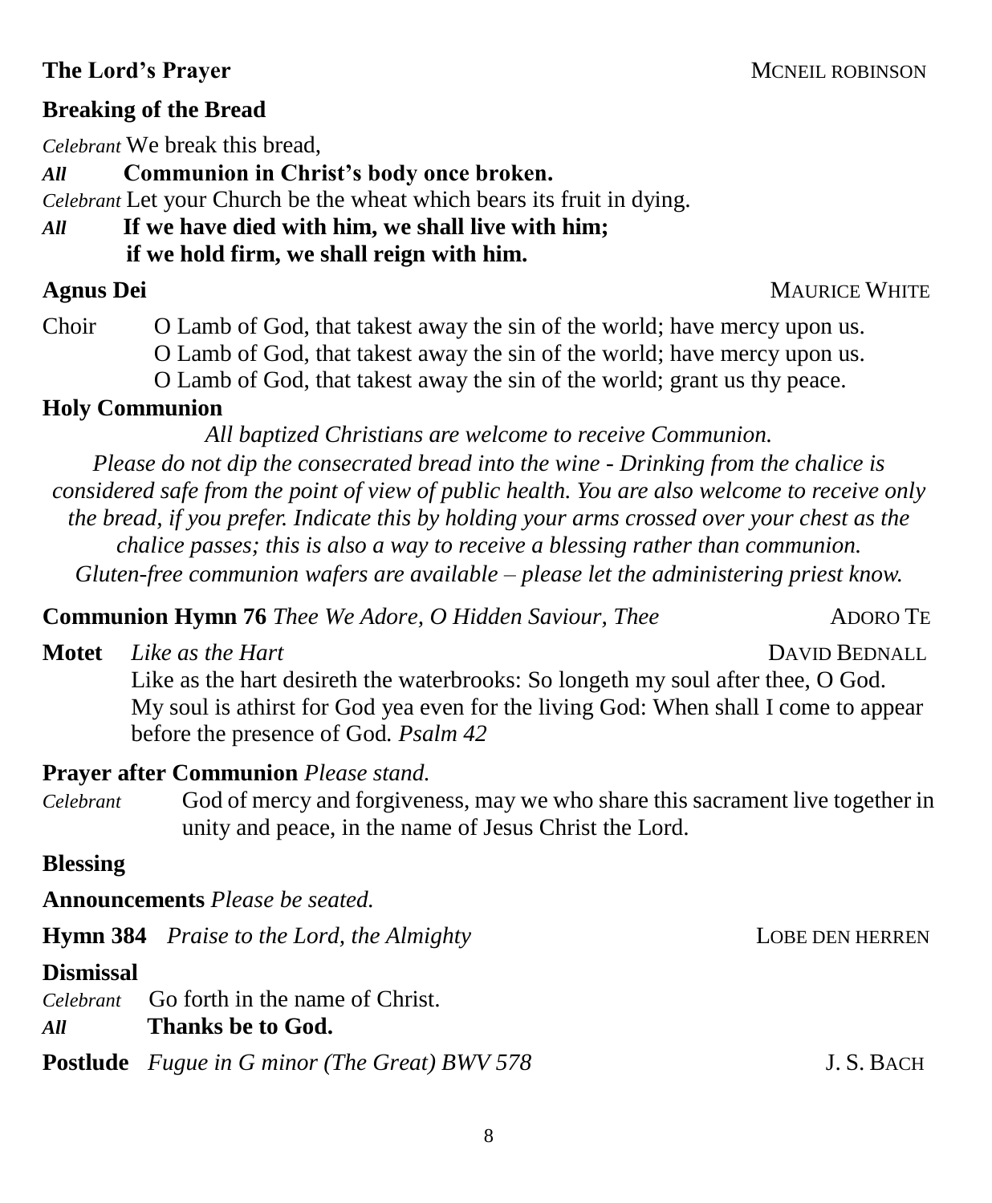**The Lord's Prayer** MCNEIL ROBINSON

**Breaking of the Bread**

*Celebrant* We break this bread,

***All*** **Communion in Christ's body once broken.**

*Celebrant* Let your Church be the wheat which bears its fruit in dying.

***All*** **If we have died with him, we shall live with him;**
**if we hold firm, we shall reign with him.**

**Agnus Dei** MAURICE WHITE

Choir O Lamb of God, that takest away the sin of the world; have mercy upon us.
O Lamb of God, that takest away the sin of the world; have mercy upon us.
O Lamb of God, that takest away the sin of the world; grant us thy peace.

**Holy Communion**

*All baptized Christians are welcome to receive Communion.*
*Please do not dip the consecrated bread into the wine - Drinking from the chalice is considered safe from the point of view of public health. You are also welcome to receive only the bread, if you prefer. Indicate this by holding your arms crossed over your chest as the chalice passes; this is also a way to receive a blessing rather than communion. Gluten-free communion wafers are available – please let the administering priest know.*

**Communion Hymn 76** *Thee We Adore, O Hidden Saviour, Thee* ADORO TE

**Motet** *Like as the Hart* DAVID BEDNALL

Like as the hart desireth the waterbrooks: So longeth my soul after thee, O God. My soul is athirst for God yea even for the living God: When shall I come to appear before the presence of God. *Psalm 42*

**Prayer after Communion** *Please stand.*

*Celebrant* God of mercy and forgiveness, may we who share this sacrament live together in unity and peace, in the name of Jesus Christ the Lord.

**Blessing**

**Announcements** *Please be seated.*

**Hymn 384** *Praise to the Lord, the Almighty* LOBE DEN HERREN

**Dismissal**

*Celebrant* Go forth in the name of Christ.

***All*** **Thanks be to God.**

**Postlude** *Fugue in G minor (The Great) BWV 578* J. S. BACH